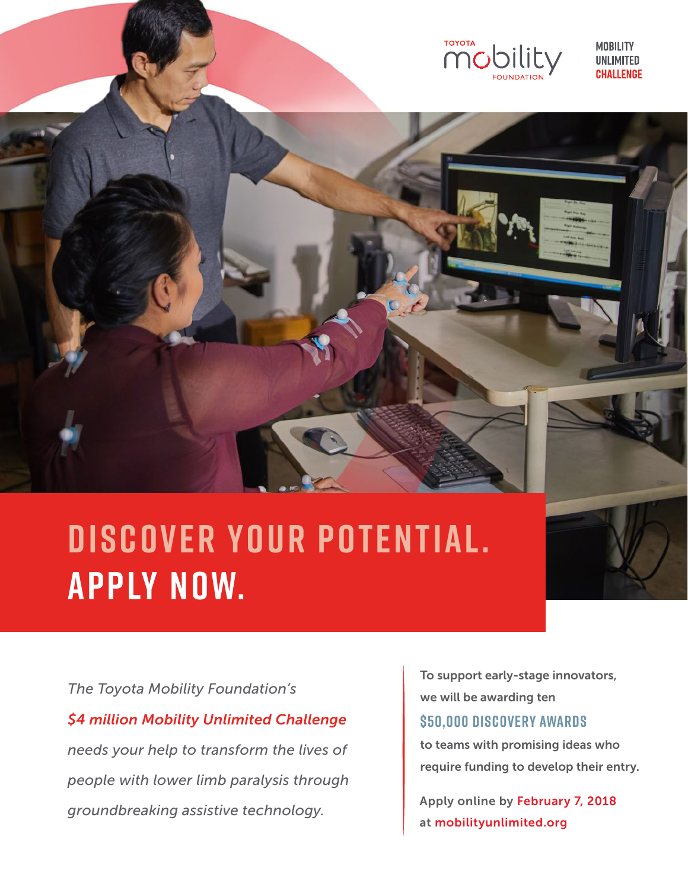TOYOTA mobility FOUNDATION

MOBILITY UNLIMITED CHALLENGE

# DISCOVER YOUR POTENTIAL.
# APPLY NOW.

*The Toyota Mobility Foundation's $4 million Mobility Unlimited Challenge needs your help to transform the lives of people with lower limb paralysis through groundbreaking assistive technology.*

To support early-stage innovators, we will be awarding ten

**$50,000 DISCOVERY AWARDS**

to teams with promising ideas who require funding to develop their entry.

Apply online by February 7, 2018 at mobilityunlimited.org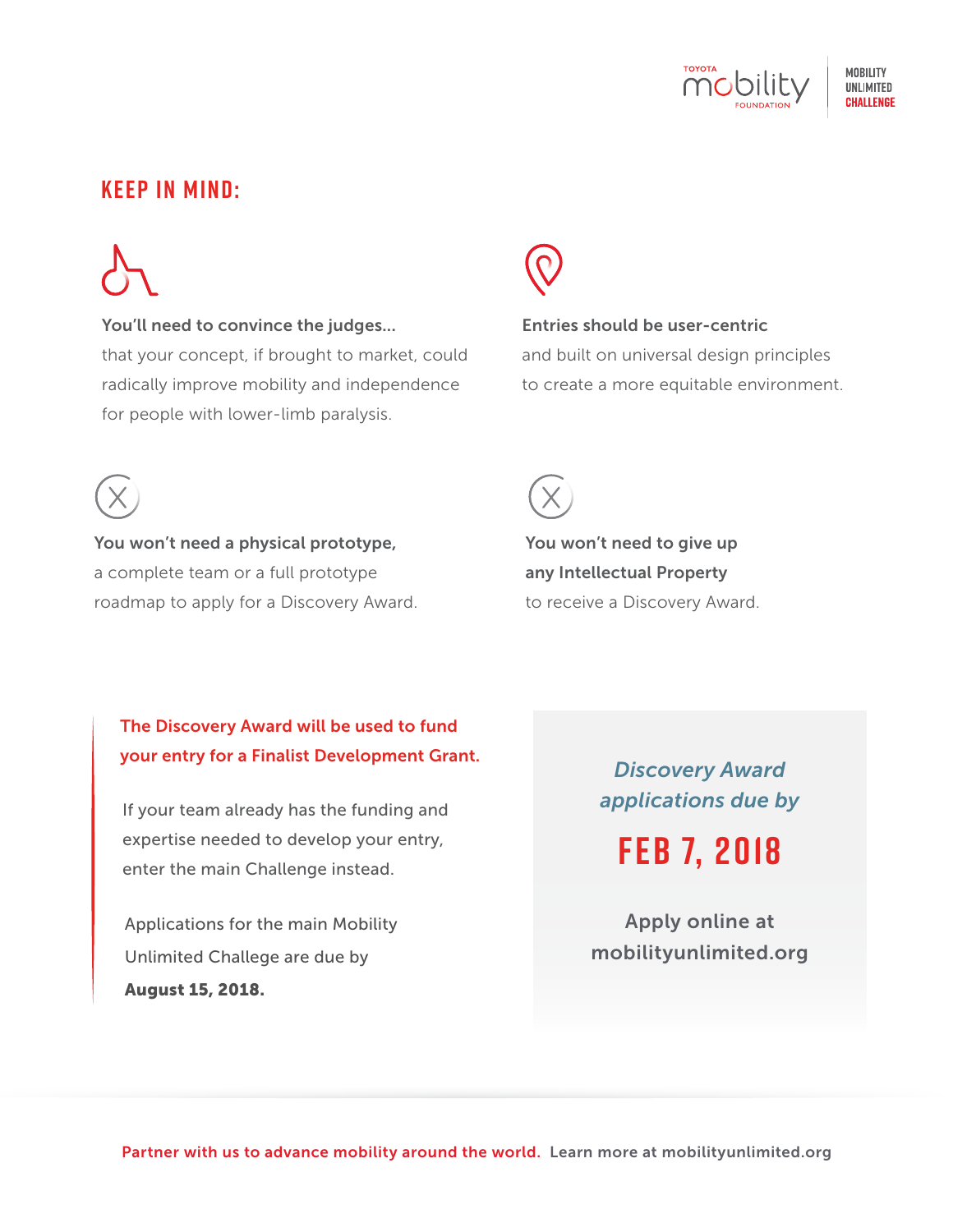## KEEP IN MIND:

**You'll need to convince the judges...** that your concept, if brought to market, could radically improve mobility and independence for people with lower-limb paralysis.

**Entries should be user-centric** and built on universal design principles to create a more equitable environment.

**You won't need a physical prototype,** a complete team or a full prototype roadmap to apply for a Discovery Award.

**You won't need to give up any Intellectual Property** to receive a Discovery Award.

**The Discovery Award will be used to fund your entry for a Finalist Development Grant.**

If your team already has the funding and expertise needed to develop your entry, enter the main Challenge instead.

Applications for the main Mobility Unlimited Challege are due by **August 15, 2018.**

*Discovery Award applications due by*

**FEB 7, 2018**

Apply online at mobilityunlimited.org

**Partner with us to advance mobility around the world.** Learn more at mobilityunlimited.org